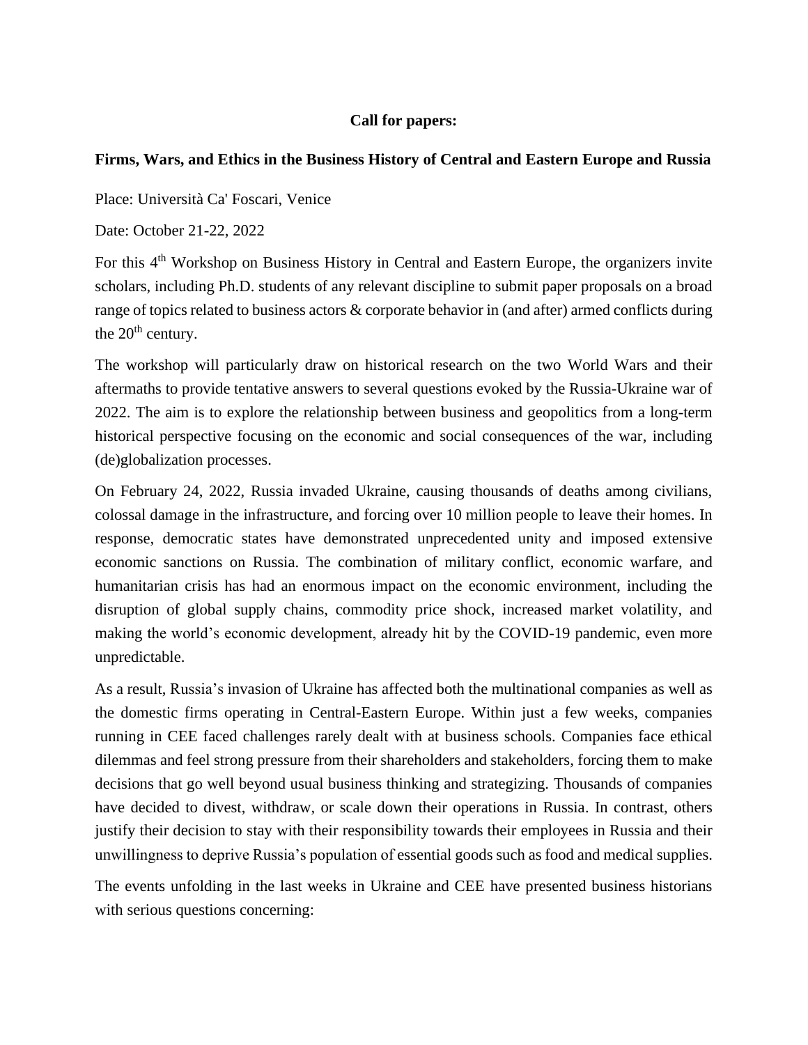**Call for papers:**

**Firms, Wars, and Ethics in the Business History of Central and Eastern Europe and Russia**

Place: Università Ca' Foscari, Venice

Date: October 21-22, 2022

For this 4th Workshop on Business History in Central and Eastern Europe, the organizers invite scholars, including Ph.D. students of any relevant discipline to submit paper proposals on a broad range of topics related to business actors & corporate behavior in (and after) armed conflicts during the 20th century.

The workshop will particularly draw on historical research on the two World Wars and their aftermaths to provide tentative answers to several questions evoked by the Russia-Ukraine war of 2022. The aim is to explore the relationship between business and geopolitics from a long-term historical perspective focusing on the economic and social consequences of the war, including (de)globalization processes.

On February 24, 2022, Russia invaded Ukraine, causing thousands of deaths among civilians, colossal damage in the infrastructure, and forcing over 10 million people to leave their homes. In response, democratic states have demonstrated unprecedented unity and imposed extensive economic sanctions on Russia. The combination of military conflict, economic warfare, and humanitarian crisis has had an enormous impact on the economic environment, including the disruption of global supply chains, commodity price shock, increased market volatility, and making the world's economic development, already hit by the COVID-19 pandemic, even more unpredictable.

As a result, Russia's invasion of Ukraine has affected both the multinational companies as well as the domestic firms operating in Central-Eastern Europe. Within just a few weeks, companies running in CEE faced challenges rarely dealt with at business schools. Companies face ethical dilemmas and feel strong pressure from their shareholders and stakeholders, forcing them to make decisions that go well beyond usual business thinking and strategizing. Thousands of companies have decided to divest, withdraw, or scale down their operations in Russia. In contrast, others justify their decision to stay with their responsibility towards their employees in Russia and their unwillingness to deprive Russia's population of essential goods such as food and medical supplies.

The events unfolding in the last weeks in Ukraine and CEE have presented business historians with serious questions concerning: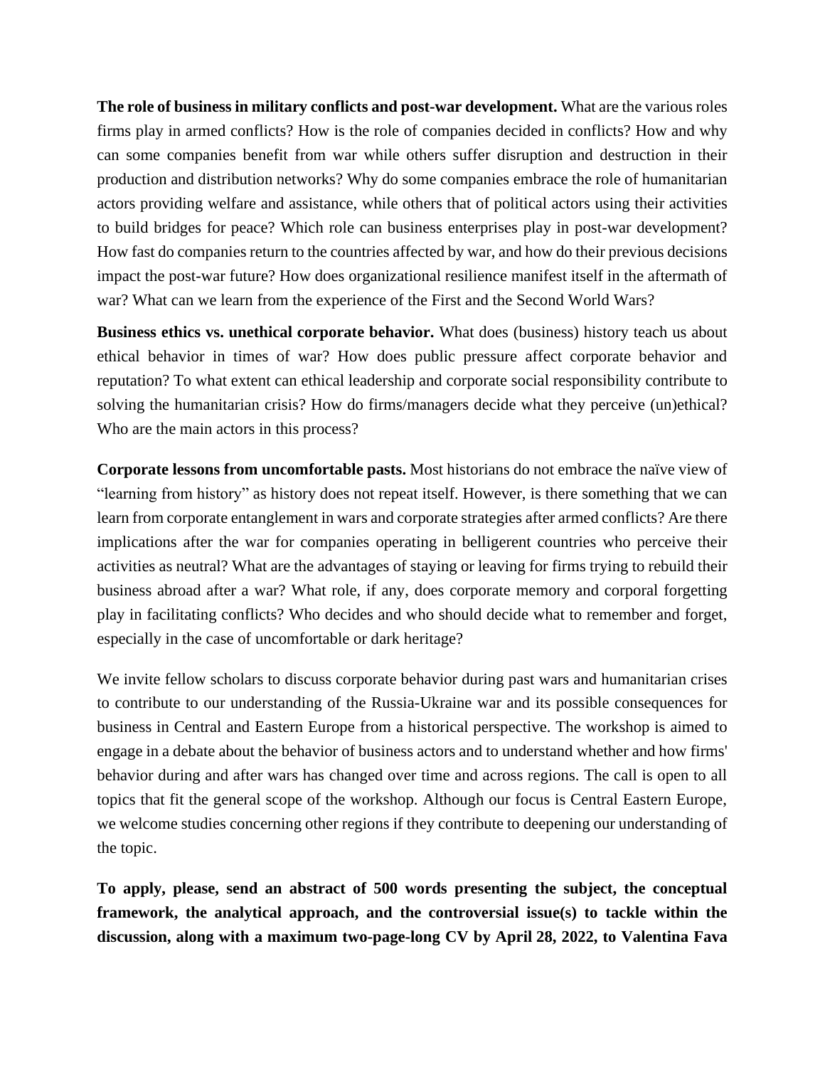**The role of business in military conflicts and post-war development.** What are the various roles firms play in armed conflicts? How is the role of companies decided in conflicts? How and why can some companies benefit from war while others suffer disruption and destruction in their production and distribution networks? Why do some companies embrace the role of humanitarian actors providing welfare and assistance, while others that of political actors using their activities to build bridges for peace? Which role can business enterprises play in post-war development? How fast do companies return to the countries affected by war, and how do their previous decisions impact the post-war future? How does organizational resilience manifest itself in the aftermath of war? What can we learn from the experience of the First and the Second World Wars?

**Business ethics vs. unethical corporate behavior.** What does (business) history teach us about ethical behavior in times of war? How does public pressure affect corporate behavior and reputation? To what extent can ethical leadership and corporate social responsibility contribute to solving the humanitarian crisis? How do firms/managers decide what they perceive (un)ethical? Who are the main actors in this process?

**Corporate lessons from uncomfortable pasts.** Most historians do not embrace the naïve view of "learning from history" as history does not repeat itself. However, is there something that we can learn from corporate entanglement in wars and corporate strategies after armed conflicts? Are there implications after the war for companies operating in belligerent countries who perceive their activities as neutral? What are the advantages of staying or leaving for firms trying to rebuild their business abroad after a war? What role, if any, does corporate memory and corporal forgetting play in facilitating conflicts? Who decides and who should decide what to remember and forget, especially in the case of uncomfortable or dark heritage?

We invite fellow scholars to discuss corporate behavior during past wars and humanitarian crises to contribute to our understanding of the Russia-Ukraine war and its possible consequences for business in Central and Eastern Europe from a historical perspective. The workshop is aimed to engage in a debate about the behavior of business actors and to understand whether and how firms' behavior during and after wars has changed over time and across regions. The call is open to all topics that fit the general scope of the workshop. Although our focus is Central Eastern Europe, we welcome studies concerning other regions if they contribute to deepening our understanding of the topic.

**To apply, please, send an abstract of 500 words presenting the subject, the conceptual framework, the analytical approach, and the controversial issue(s) to tackle within the discussion, along with a maximum two-page-long CV by April 28, 2022, to Valentina Fava**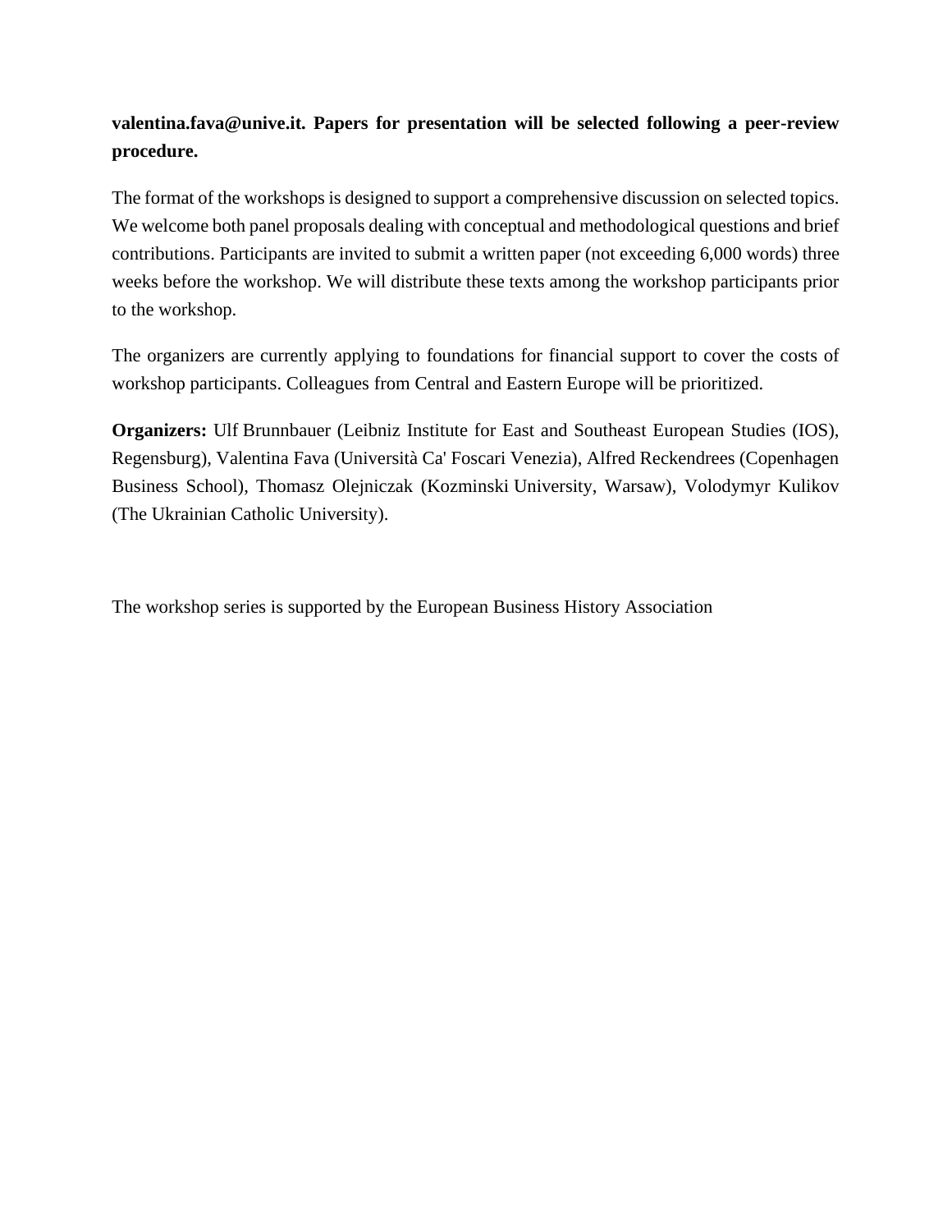**valentina.fava@unive.it. Papers for presentation will be selected following a peer-review procedure.**

The format of the workshops is designed to support a comprehensive discussion on selected topics. We welcome both panel proposals dealing with conceptual and methodological questions and brief contributions. Participants are invited to submit a written paper (not exceeding 6,000 words) three weeks before the workshop. We will distribute these texts among the workshop participants prior to the workshop.

The organizers are currently applying to foundations for financial support to cover the costs of workshop participants. Colleagues from Central and Eastern Europe will be prioritized.

**Organizers:** Ulf Brunnbauer (Leibniz Institute for East and Southeast European Studies (IOS), Regensburg), Valentina Fava (Università Ca' Foscari Venezia), Alfred Reckendrees (Copenhagen Business School), Thomasz Olejniczak (Kozminski University, Warsaw), Volodymyr Kulikov (The Ukrainian Catholic University).

The workshop series is supported by the European Business History Association